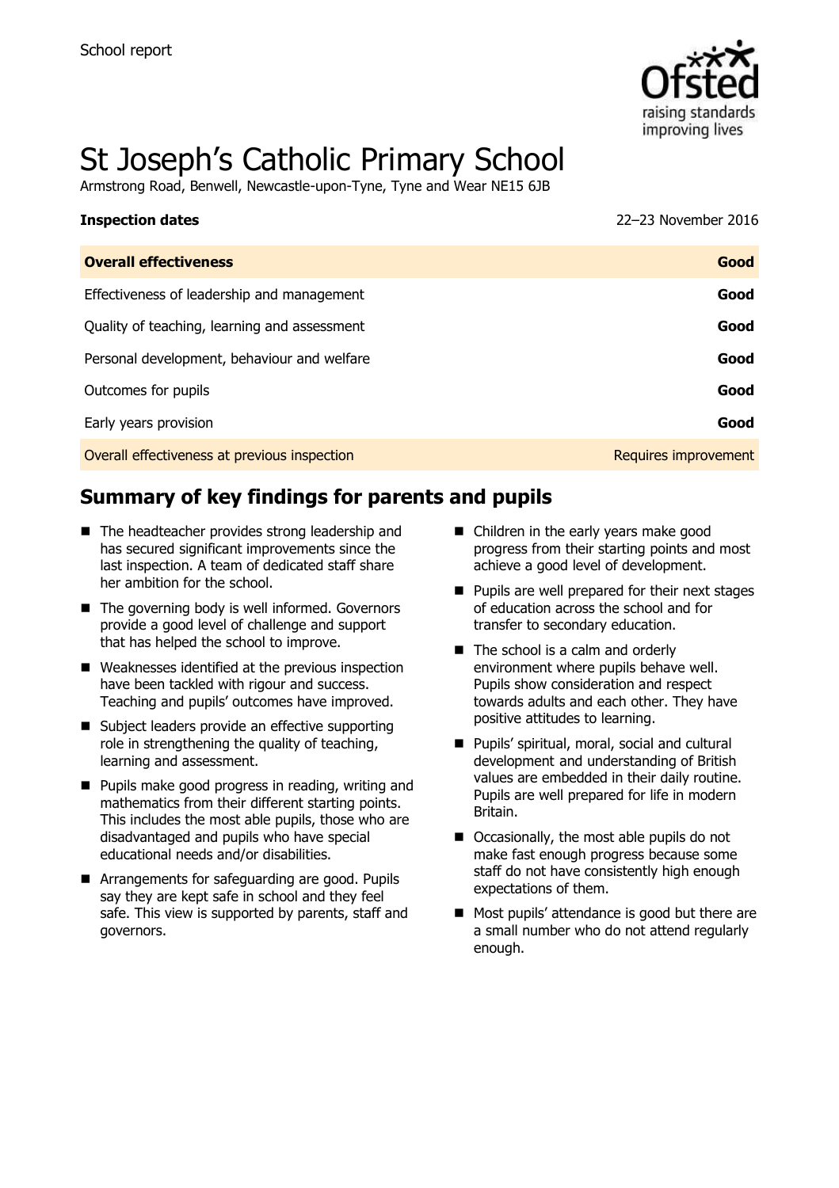School report

# St Joseph's Catholic Primary School

Armstrong Road, Benwell, Newcastle-upon-Tyne, Tyne and Wear NE15 6JB

**Inspection dates** 22–23 November 2016

| **Overall effectiveness** | **Good** |
| --- | --- |
| Effectiveness of leadership and management | **Good** |
| Quality of teaching, learning and assessment | **Good** |
| Personal development, behaviour and welfare | **Good** |
| Outcomes for pupils | **Good** |
| Early years provision | **Good** |
| Overall effectiveness at previous inspection | Requires improvement |

## Summary of key findings for parents and pupils

- The headteacher provides strong leadership and has secured significant improvements since the last inspection. A team of dedicated staff share her ambition for the school.
- The governing body is well informed. Governors provide a good level of challenge and support that has helped the school to improve.
- Weaknesses identified at the previous inspection have been tackled with rigour and success. Teaching and pupils' outcomes have improved.
- Subject leaders provide an effective supporting role in strengthening the quality of teaching, learning and assessment.
- Pupils make good progress in reading, writing and mathematics from their different starting points. This includes the most able pupils, those who are disadvantaged and pupils who have special educational needs and/or disabilities.
- Arrangements for safeguarding are good. Pupils say they are kept safe in school and they feel safe. This view is supported by parents, staff and governors.
- Children in the early years make good progress from their starting points and most achieve a good level of development.
- Pupils are well prepared for their next stages of education across the school and for transfer to secondary education.
- The school is a calm and orderly environment where pupils behave well. Pupils show consideration and respect towards adults and each other. They have positive attitudes to learning.
- Pupils' spiritual, moral, social and cultural development and understanding of British values are embedded in their daily routine. Pupils are well prepared for life in modern Britain.
- Occasionally, the most able pupils do not make fast enough progress because some staff do not have consistently high enough expectations of them.
- Most pupils' attendance is good but there are a small number who do not attend regularly enough.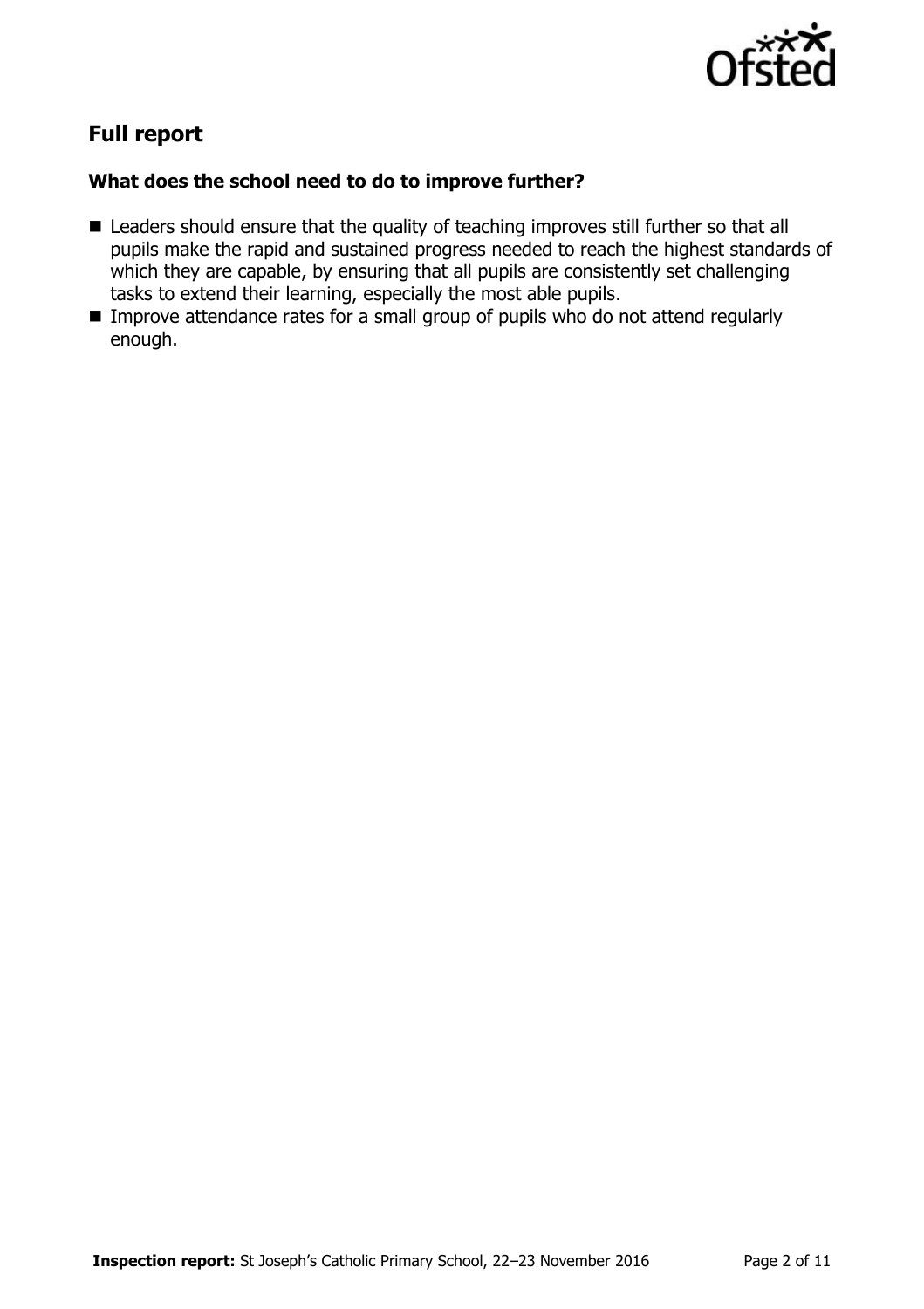## Full report

### What does the school need to do to improve further?

- Leaders should ensure that the quality of teaching improves still further so that all pupils make the rapid and sustained progress needed to reach the highest standards of which they are capable, by ensuring that all pupils are consistently set challenging tasks to extend their learning, especially the most able pupils.
- Improve attendance rates for a small group of pupils who do not attend regularly enough.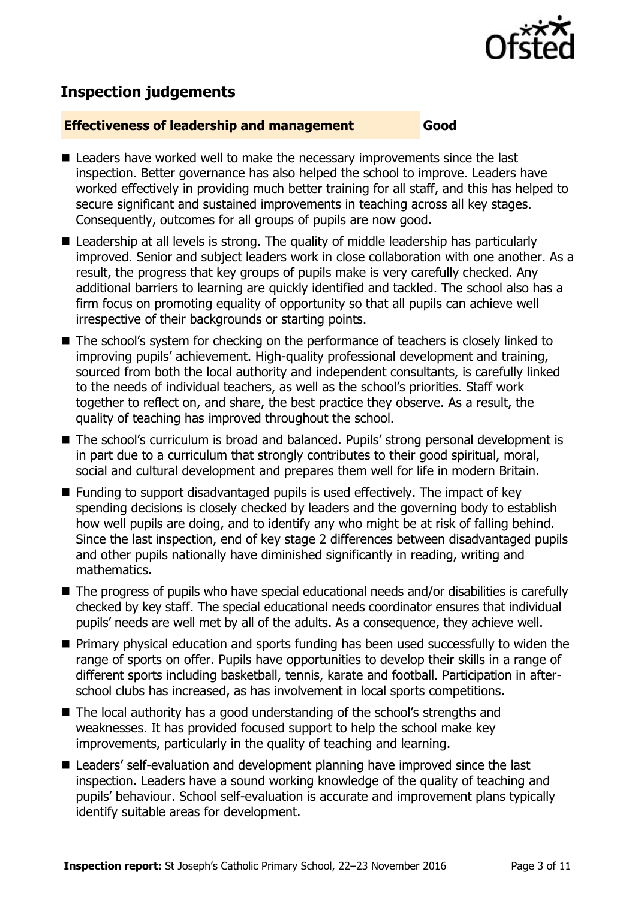## Inspection judgements

**Effectiveness of leadership and management** **Good**

- Leaders have worked well to make the necessary improvements since the last inspection. Better governance has also helped the school to improve. Leaders have worked effectively in providing much better training for all staff, and this has helped to secure significant and sustained improvements in teaching across all key stages. Consequently, outcomes for all groups of pupils are now good.
- Leadership at all levels is strong. The quality of middle leadership has particularly improved. Senior and subject leaders work in close collaboration with one another. As a result, the progress that key groups of pupils make is very carefully checked. Any additional barriers to learning are quickly identified and tackled. The school also has a firm focus on promoting equality of opportunity so that all pupils can achieve well irrespective of their backgrounds or starting points.
- The school's system for checking on the performance of teachers is closely linked to improving pupils' achievement. High-quality professional development and training, sourced from both the local authority and independent consultants, is carefully linked to the needs of individual teachers, as well as the school's priorities. Staff work together to reflect on, and share, the best practice they observe. As a result, the quality of teaching has improved throughout the school.
- The school's curriculum is broad and balanced. Pupils' strong personal development is in part due to a curriculum that strongly contributes to their good spiritual, moral, social and cultural development and prepares them well for life in modern Britain.
- Funding to support disadvantaged pupils is used effectively. The impact of key spending decisions is closely checked by leaders and the governing body to establish how well pupils are doing, and to identify any who might be at risk of falling behind. Since the last inspection, end of key stage 2 differences between disadvantaged pupils and other pupils nationally have diminished significantly in reading, writing and mathematics.
- The progress of pupils who have special educational needs and/or disabilities is carefully checked by key staff. The special educational needs coordinator ensures that individual pupils' needs are well met by all of the adults. As a consequence, they achieve well.
- Primary physical education and sports funding has been used successfully to widen the range of sports on offer. Pupils have opportunities to develop their skills in a range of different sports including basketball, tennis, karate and football. Participation in after-school clubs has increased, as has involvement in local sports competitions.
- The local authority has a good understanding of the school's strengths and weaknesses. It has provided focused support to help the school make key improvements, particularly in the quality of teaching and learning.
- Leaders' self-evaluation and development planning have improved since the last inspection. Leaders have a sound working knowledge of the quality of teaching and pupils' behaviour. School self-evaluation is accurate and improvement plans typically identify suitable areas for development.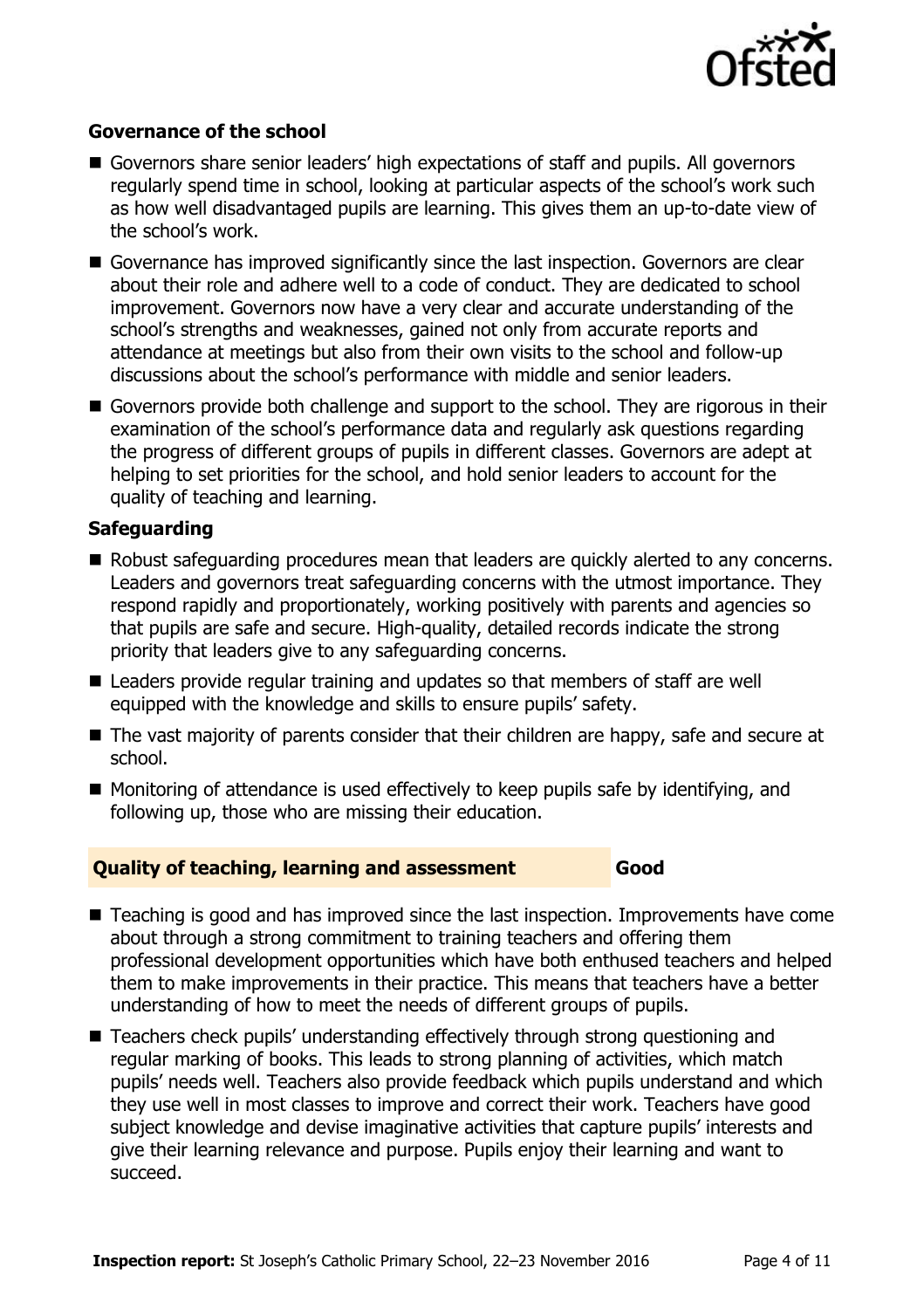### Governance of the school

- Governors share senior leaders' high expectations of staff and pupils. All governors regularly spend time in school, looking at particular aspects of the school's work such as how well disadvantaged pupils are learning. This gives them an up-to-date view of the school's work.
- Governance has improved significantly since the last inspection. Governors are clear about their role and adhere well to a code of conduct. They are dedicated to school improvement. Governors now have a very clear and accurate understanding of the school's strengths and weaknesses, gained not only from accurate reports and attendance at meetings but also from their own visits to the school and follow-up discussions about the school's performance with middle and senior leaders.
- Governors provide both challenge and support to the school. They are rigorous in their examination of the school's performance data and regularly ask questions regarding the progress of different groups of pupils in different classes. Governors are adept at helping to set priorities for the school, and hold senior leaders to account for the quality of teaching and learning.

### Safeguarding

- Robust safeguarding procedures mean that leaders are quickly alerted to any concerns. Leaders and governors treat safeguarding concerns with the utmost importance. They respond rapidly and proportionately, working positively with parents and agencies so that pupils are safe and secure. High-quality, detailed records indicate the strong priority that leaders give to any safeguarding concerns.
- Leaders provide regular training and updates so that members of staff are well equipped with the knowledge and skills to ensure pupils' safety.
- The vast majority of parents consider that their children are happy, safe and secure at school.
- Monitoring of attendance is used effectively to keep pupils safe by identifying, and following up, those who are missing their education.

## Quality of teaching, learning and assessment — Good

- Teaching is good and has improved since the last inspection. Improvements have come about through a strong commitment to training teachers and offering them professional development opportunities which have both enthused teachers and helped them to make improvements in their practice. This means that teachers have a better understanding of how to meet the needs of different groups of pupils.
- Teachers check pupils' understanding effectively through strong questioning and regular marking of books. This leads to strong planning of activities, which match pupils' needs well. Teachers also provide feedback which pupils understand and which they use well in most classes to improve and correct their work. Teachers have good subject knowledge and devise imaginative activities that capture pupils' interests and give their learning relevance and purpose. Pupils enjoy their learning and want to succeed.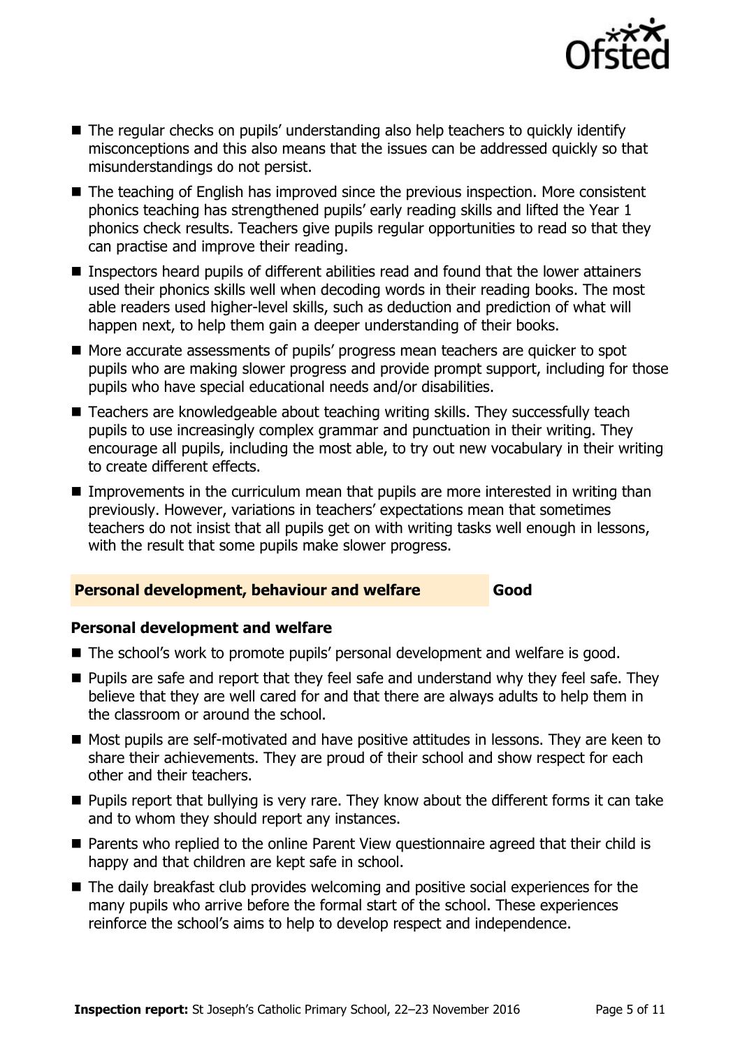- The regular checks on pupils' understanding also help teachers to quickly identify misconceptions and this also means that the issues can be addressed quickly so that misunderstandings do not persist.
- The teaching of English has improved since the previous inspection. More consistent phonics teaching has strengthened pupils' early reading skills and lifted the Year 1 phonics check results. Teachers give pupils regular opportunities to read so that they can practise and improve their reading.
- Inspectors heard pupils of different abilities read and found that the lower attainers used their phonics skills well when decoding words in their reading books. The most able readers used higher-level skills, such as deduction and prediction of what will happen next, to help them gain a deeper understanding of their books.
- More accurate assessments of pupils' progress mean teachers are quicker to spot pupils who are making slower progress and provide prompt support, including for those pupils who have special educational needs and/or disabilities.
- Teachers are knowledgeable about teaching writing skills. They successfully teach pupils to use increasingly complex grammar and punctuation in their writing. They encourage all pupils, including the most able, to try out new vocabulary in their writing to create different effects.
- Improvements in the curriculum mean that pupils are more interested in writing than previously. However, variations in teachers' expectations mean that sometimes teachers do not insist that all pupils get on with writing tasks well enough in lessons, with the result that some pupils make slower progress.

## Personal development, behaviour and welfare — Good

### Personal development and welfare

- The school's work to promote pupils' personal development and welfare is good.
- Pupils are safe and report that they feel safe and understand why they feel safe. They believe that they are well cared for and that there are always adults to help them in the classroom or around the school.
- Most pupils are self-motivated and have positive attitudes in lessons. They are keen to share their achievements. They are proud of their school and show respect for each other and their teachers.
- Pupils report that bullying is very rare. They know about the different forms it can take and to whom they should report any instances.
- Parents who replied to the online Parent View questionnaire agreed that their child is happy and that children are kept safe in school.
- The daily breakfast club provides welcoming and positive social experiences for the many pupils who arrive before the formal start of the school. These experiences reinforce the school's aims to help to develop respect and independence.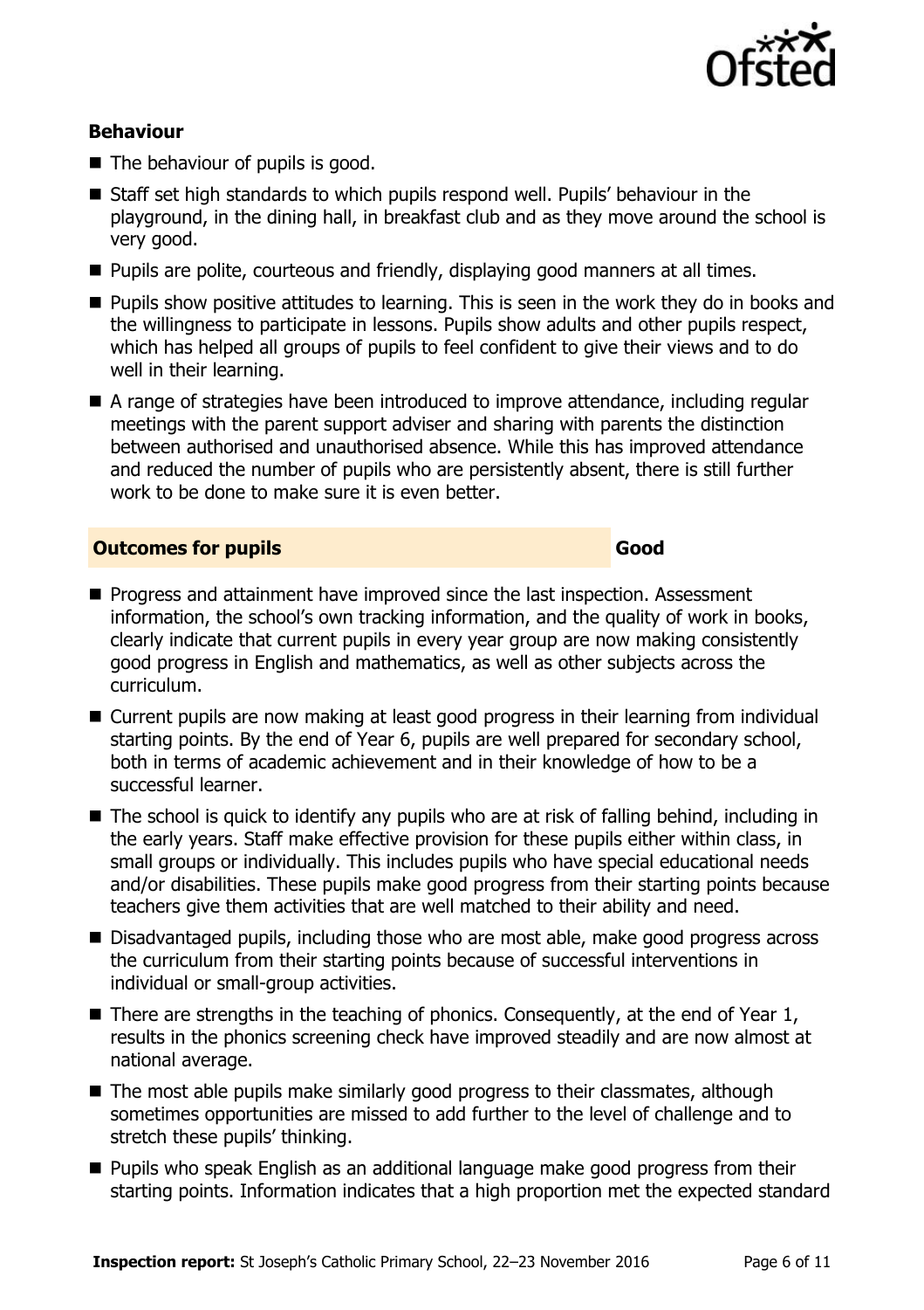### Behaviour

- The behaviour of pupils is good.
- Staff set high standards to which pupils respond well. Pupils' behaviour in the playground, in the dining hall, in breakfast club and as they move around the school is very good.
- Pupils are polite, courteous and friendly, displaying good manners at all times.
- Pupils show positive attitudes to learning. This is seen in the work they do in books and the willingness to participate in lessons. Pupils show adults and other pupils respect, which has helped all groups of pupils to feel confident to give their views and to do well in their learning.
- A range of strategies have been introduced to improve attendance, including regular meetings with the parent support adviser and sharing with parents the distinction between authorised and unauthorised absence. While this has improved attendance and reduced the number of pupils who are persistently absent, there is still further work to be done to make sure it is even better.

## Outcomes for pupils — Good

- Progress and attainment have improved since the last inspection. Assessment information, the school's own tracking information, and the quality of work in books, clearly indicate that current pupils in every year group are now making consistently good progress in English and mathematics, as well as other subjects across the curriculum.
- Current pupils are now making at least good progress in their learning from individual starting points. By the end of Year 6, pupils are well prepared for secondary school, both in terms of academic achievement and in their knowledge of how to be a successful learner.
- The school is quick to identify any pupils who are at risk of falling behind, including in the early years. Staff make effective provision for these pupils either within class, in small groups or individually. This includes pupils who have special educational needs and/or disabilities. These pupils make good progress from their starting points because teachers give them activities that are well matched to their ability and need.
- Disadvantaged pupils, including those who are most able, make good progress across the curriculum from their starting points because of successful interventions in individual or small-group activities.
- There are strengths in the teaching of phonics. Consequently, at the end of Year 1, results in the phonics screening check have improved steadily and are now almost at national average.
- The most able pupils make similarly good progress to their classmates, although sometimes opportunities are missed to add further to the level of challenge and to stretch these pupils' thinking.
- Pupils who speak English as an additional language make good progress from their starting points. Information indicates that a high proportion met the expected standard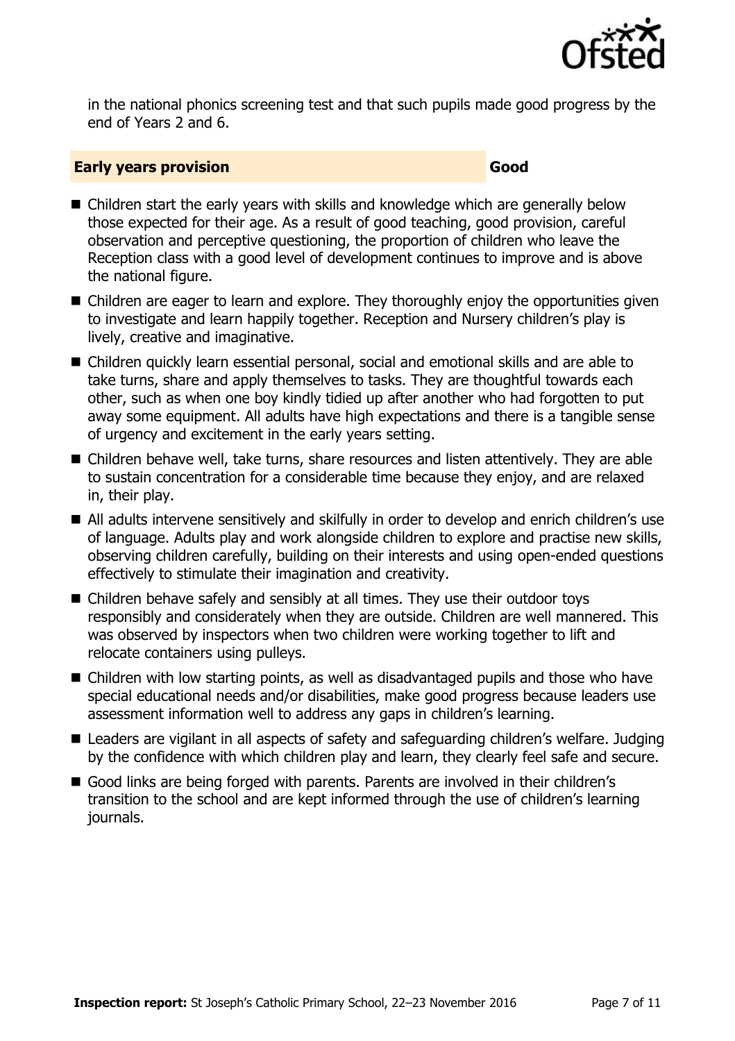in the national phonics screening test and that such pupils made good progress by the end of Years 2 and 6.

## Early years provision — Good

- Children start the early years with skills and knowledge which are generally below those expected for their age. As a result of good teaching, good provision, careful observation and perceptive questioning, the proportion of children who leave the Reception class with a good level of development continues to improve and is above the national figure.
- Children are eager to learn and explore. They thoroughly enjoy the opportunities given to investigate and learn happily together. Reception and Nursery children's play is lively, creative and imaginative.
- Children quickly learn essential personal, social and emotional skills and are able to take turns, share and apply themselves to tasks. They are thoughtful towards each other, such as when one boy kindly tidied up after another who had forgotten to put away some equipment. All adults have high expectations and there is a tangible sense of urgency and excitement in the early years setting.
- Children behave well, take turns, share resources and listen attentively. They are able to sustain concentration for a considerable time because they enjoy, and are relaxed in, their play.
- All adults intervene sensitively and skilfully in order to develop and enrich children's use of language. Adults play and work alongside children to explore and practise new skills, observing children carefully, building on their interests and using open-ended questions effectively to stimulate their imagination and creativity.
- Children behave safely and sensibly at all times. They use their outdoor toys responsibly and considerately when they are outside. Children are well mannered. This was observed by inspectors when two children were working together to lift and relocate containers using pulleys.
- Children with low starting points, as well as disadvantaged pupils and those who have special educational needs and/or disabilities, make good progress because leaders use assessment information well to address any gaps in children's learning.
- Leaders are vigilant in all aspects of safety and safeguarding children's welfare. Judging by the confidence with which children play and learn, they clearly feel safe and secure.
- Good links are being forged with parents. Parents are involved in their children's transition to the school and are kept informed through the use of children's learning journals.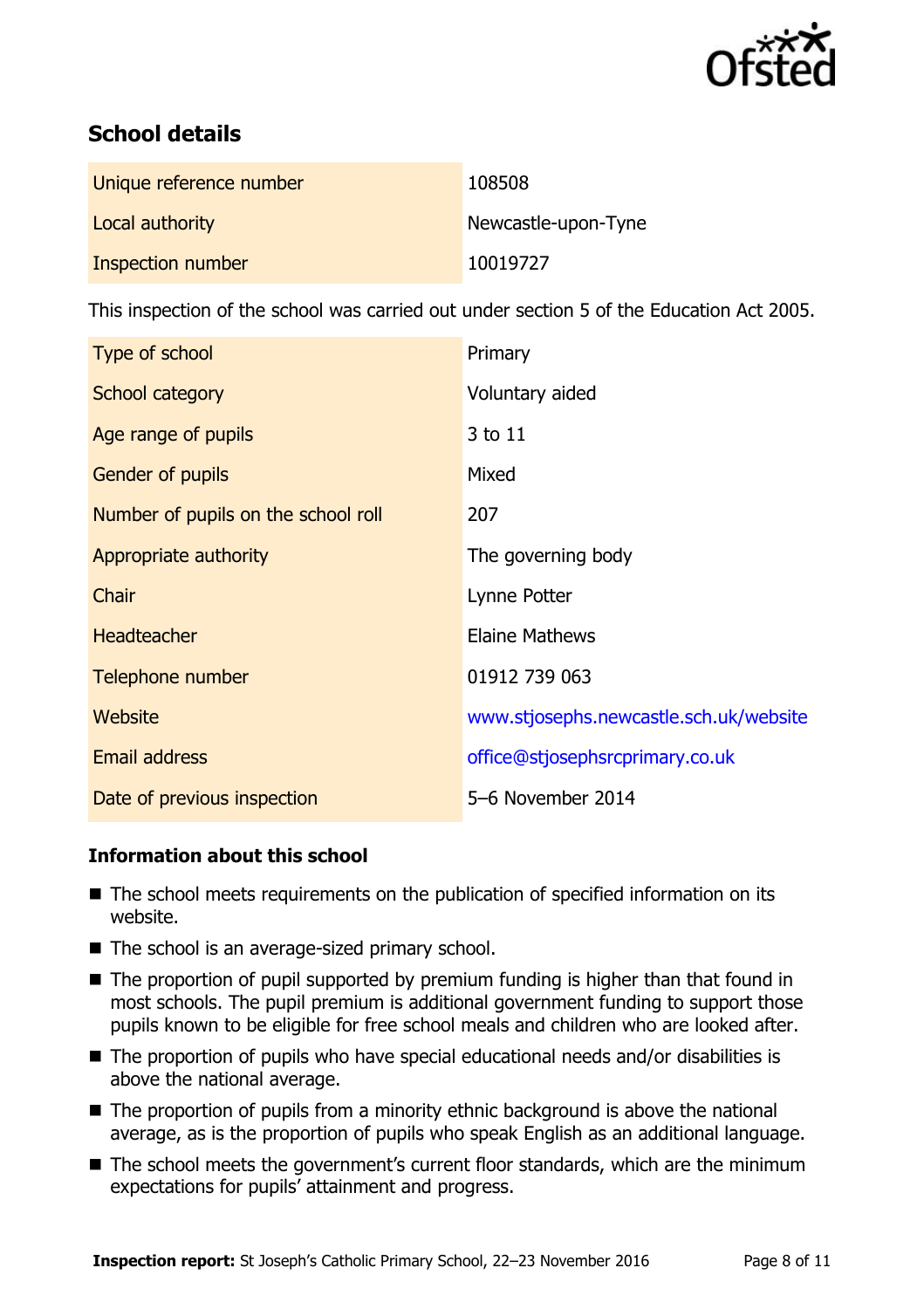## School details

| | |
|---|---|
| Unique reference number | 108508 |
| Local authority | Newcastle-upon-Tyne |
| Inspection number | 10019727 |

This inspection of the school was carried out under section 5 of the Education Act 2005.

| | |
|---|---|
| Type of school | Primary |
| School category | Voluntary aided |
| Age range of pupils | 3 to 11 |
| Gender of pupils | Mixed |
| Number of pupils on the school roll | 207 |
| Appropriate authority | The governing body |
| Chair | Lynne Potter |
| Headteacher | Elaine Mathews |
| Telephone number | 01912 739 063 |
| Website | www.stjosephs.newcastle.sch.uk/website |
| Email address | office@stjosephsrcprimary.co.uk |
| Date of previous inspection | 5–6 November 2014 |

### Information about this school

- The school meets requirements on the publication of specified information on its website.
- The school is an average-sized primary school.
- The proportion of pupil supported by premium funding is higher than that found in most schools. The pupil premium is additional government funding to support those pupils known to be eligible for free school meals and children who are looked after.
- The proportion of pupils who have special educational needs and/or disabilities is above the national average.
- The proportion of pupils from a minority ethnic background is above the national average, as is the proportion of pupils who speak English as an additional language.
- The school meets the government's current floor standards, which are the minimum expectations for pupils' attainment and progress.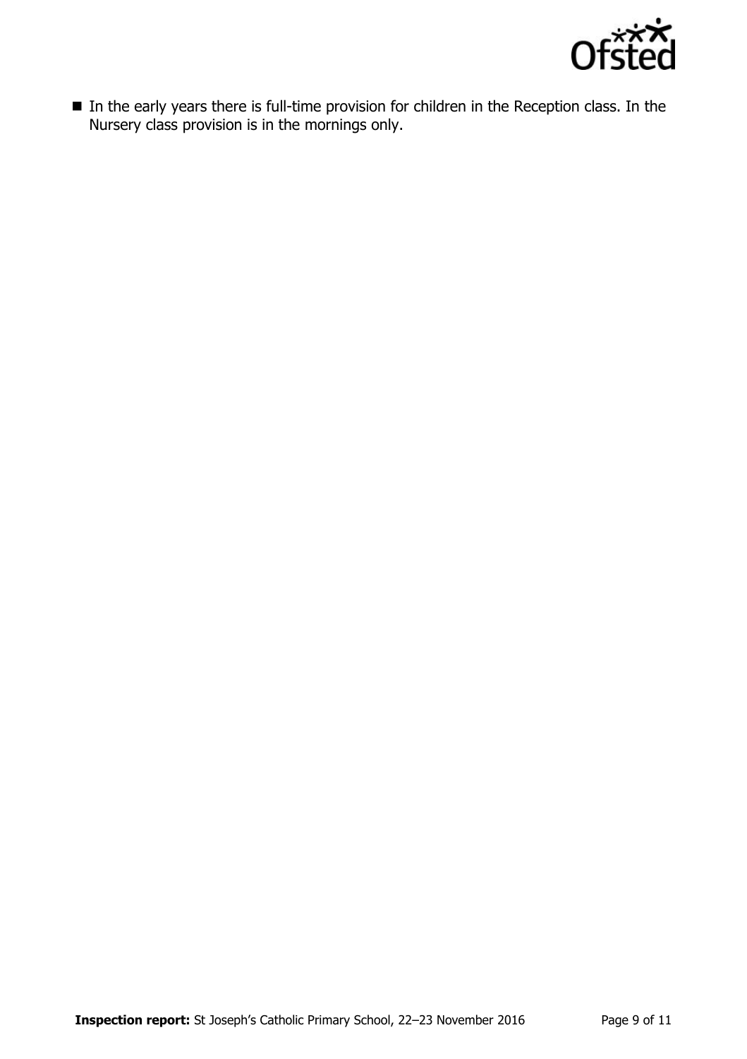- In the early years there is full-time provision for children in the Reception class. In the Nursery class provision is in the mornings only.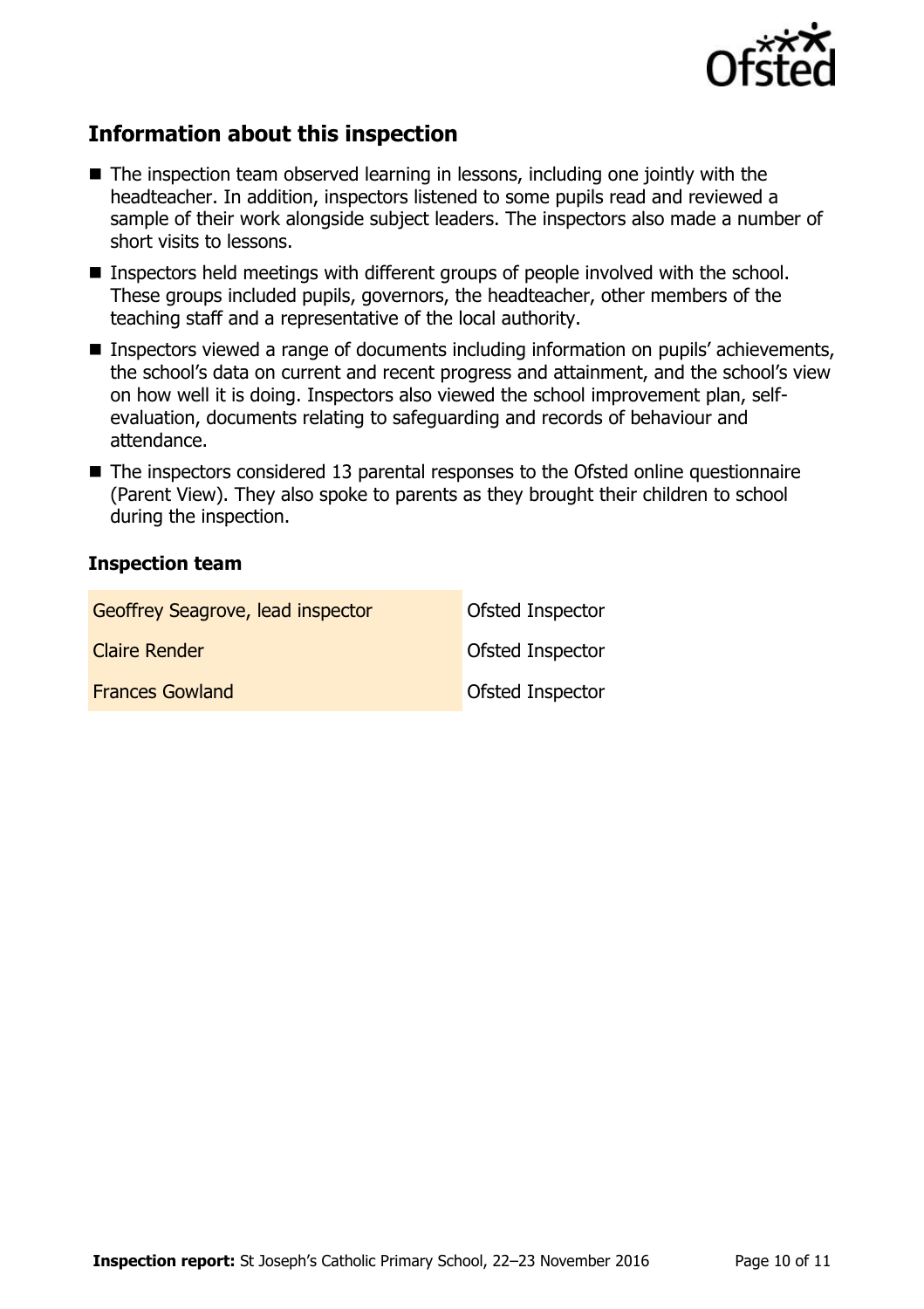## Information about this inspection

- The inspection team observed learning in lessons, including one jointly with the headteacher. In addition, inspectors listened to some pupils read and reviewed a sample of their work alongside subject leaders. The inspectors also made a number of short visits to lessons.
- Inspectors held meetings with different groups of people involved with the school. These groups included pupils, governors, the headteacher, other members of the teaching staff and a representative of the local authority.
- Inspectors viewed a range of documents including information on pupils' achievements, the school's data on current and recent progress and attainment, and the school's view on how well it is doing. Inspectors also viewed the school improvement plan, self-evaluation, documents relating to safeguarding and records of behaviour and attendance.
- The inspectors considered 13 parental responses to the Ofsted online questionnaire (Parent View). They also spoke to parents as they brought their children to school during the inspection.

### Inspection team

| | |
|---|---|
| Geoffrey Seagrove, lead inspector | Ofsted Inspector |
| Claire Render | Ofsted Inspector |
| Frances Gowland | Ofsted Inspector |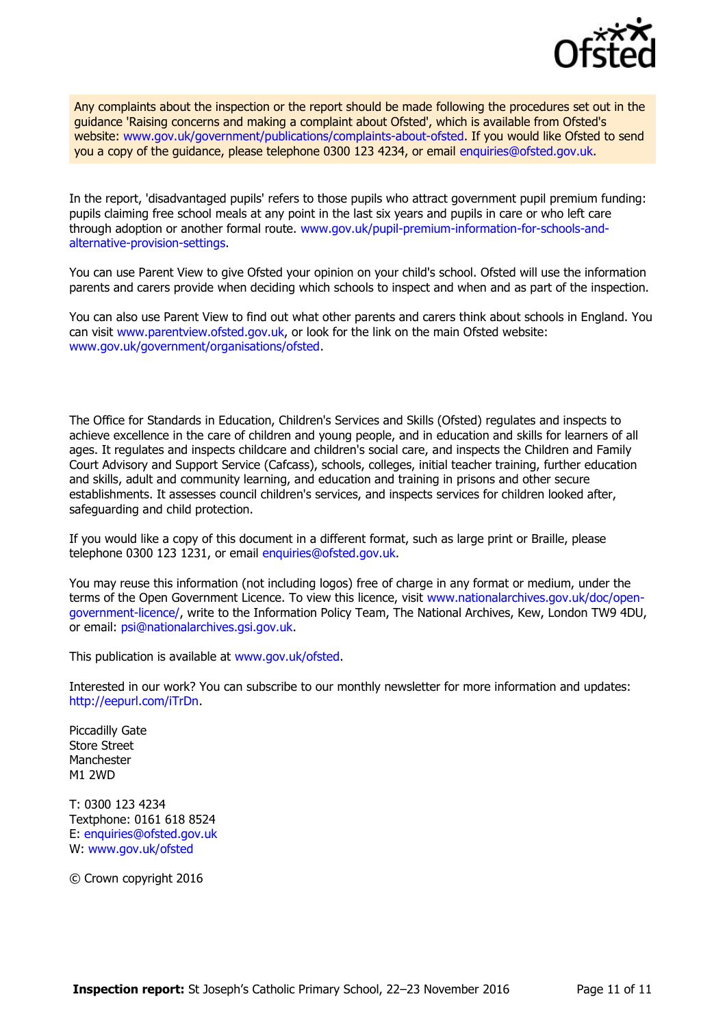Any complaints about the inspection or the report should be made following the procedures set out in the guidance 'Raising concerns and making a complaint about Ofsted', which is available from Ofsted's website: www.gov.uk/government/publications/complaints-about-ofsted. If you would like Ofsted to send you a copy of the guidance, please telephone 0300 123 4234, or email enquiries@ofsted.gov.uk.

In the report, 'disadvantaged pupils' refers to those pupils who attract government pupil premium funding: pupils claiming free school meals at any point in the last six years and pupils in care or who left care through adoption or another formal route. www.gov.uk/pupil-premium-information-for-schools-and-alternative-provision-settings.

You can use Parent View to give Ofsted your opinion on your child's school. Ofsted will use the information parents and carers provide when deciding which schools to inspect and when and as part of the inspection.

You can also use Parent View to find out what other parents and carers think about schools in England. You can visit www.parentview.ofsted.gov.uk, or look for the link on the main Ofsted website: www.gov.uk/government/organisations/ofsted.

The Office for Standards in Education, Children's Services and Skills (Ofsted) regulates and inspects to achieve excellence in the care of children and young people, and in education and skills for learners of all ages. It regulates and inspects childcare and children's social care, and inspects the Children and Family Court Advisory and Support Service (Cafcass), schools, colleges, initial teacher training, further education and skills, adult and community learning, and education and training in prisons and other secure establishments. It assesses council children's services, and inspects services for children looked after, safeguarding and child protection.

If you would like a copy of this document in a different format, such as large print or Braille, please telephone 0300 123 1231, or email enquiries@ofsted.gov.uk.

You may reuse this information (not including logos) free of charge in any format or medium, under the terms of the Open Government Licence. To view this licence, visit www.nationalarchives.gov.uk/doc/open-government-licence/, write to the Information Policy Team, The National Archives, Kew, London TW9 4DU, or email: psi@nationalarchives.gsi.gov.uk.

This publication is available at www.gov.uk/ofsted.

Interested in our work? You can subscribe to our monthly newsletter for more information and updates: http://eepurl.com/iTrDn.

Piccadilly Gate
Store Street
Manchester
M1 2WD

T: 0300 123 4234
Textphone: 0161 618 8524
E: enquiries@ofsted.gov.uk
W: www.gov.uk/ofsted

© Crown copyright 2016